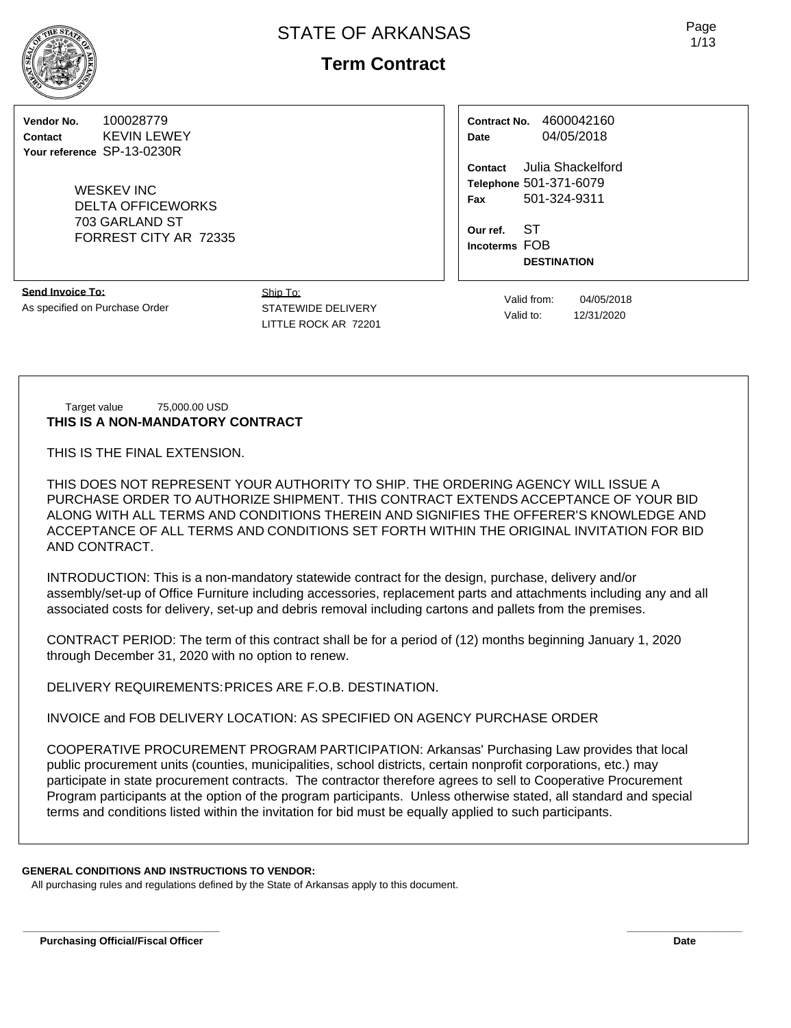# STATE OF ARKANSAS

## Term Contract

**Vendor No.** 100028779
**Contact** KEVIN LEWEY
**Your reference** SP-13-0230R

WESKEV INC
DELTA OFFICEWORKS
703 GARLAND ST
FORREST CITY AR 72335

**Contract No.** 4600042160
**Date** 04/05/2018

**Contact** Julia Shackelford
**Telephone** 501-371-6079
**Fax** 501-324-9311

**Our ref.** ST
**Incoterms** FOB
**DESTINATION**

**Send Invoice To:**
As specified on Purchase Order

Ship To:
STATEWIDE DELIVERY
LITTLE ROCK AR 72201

Valid from: 04/05/2018
Valid to: 12/31/2020

Target value 75,000.00 USD

**THIS IS A NON-MANDATORY CONTRACT**

THIS IS THE FINAL EXTENSION.

THIS DOES NOT REPRESENT YOUR AUTHORITY TO SHIP. THE ORDERING AGENCY WILL ISSUE A PURCHASE ORDER TO AUTHORIZE SHIPMENT. THIS CONTRACT EXTENDS ACCEPTANCE OF YOUR BID ALONG WITH ALL TERMS AND CONDITIONS THEREIN AND SIGNIFIES THE OFFERER'S KNOWLEDGE AND ACCEPTANCE OF ALL TERMS AND CONDITIONS SET FORTH WITHIN THE ORIGINAL INVITATION FOR BID AND CONTRACT.

INTRODUCTION: This is a non-mandatory statewide contract for the design, purchase, delivery and/or assembly/set-up of Office Furniture including accessories, replacement parts and attachments including any and all associated costs for delivery, set-up and debris removal including cartons and pallets from the premises.

CONTRACT PERIOD: The term of this contract shall be for a period of (12) months beginning January 1, 2020 through December 31, 2020 with no option to renew.

DELIVERY REQUIREMENTS: PRICES ARE F.O.B. DESTINATION.

INVOICE and FOB DELIVERY LOCATION: AS SPECIFIED ON AGENCY PURCHASE ORDER

COOPERATIVE PROCUREMENT PROGRAM PARTICIPATION: Arkansas' Purchasing Law provides that local public procurement units (counties, municipalities, school districts, certain nonprofit corporations, etc.) may participate in state procurement contracts. The contractor therefore agrees to sell to Cooperative Procurement Program participants at the option of the program participants. Unless otherwise stated, all standard and special terms and conditions listed within the invitation for bid must be equally applied to such participants.

**GENERAL CONDITIONS AND INSTRUCTIONS TO VENDOR:**
All purchasing rules and regulations defined by the State of Arkansas apply to this document.

**Purchasing Official/Fiscal Officer** **Date**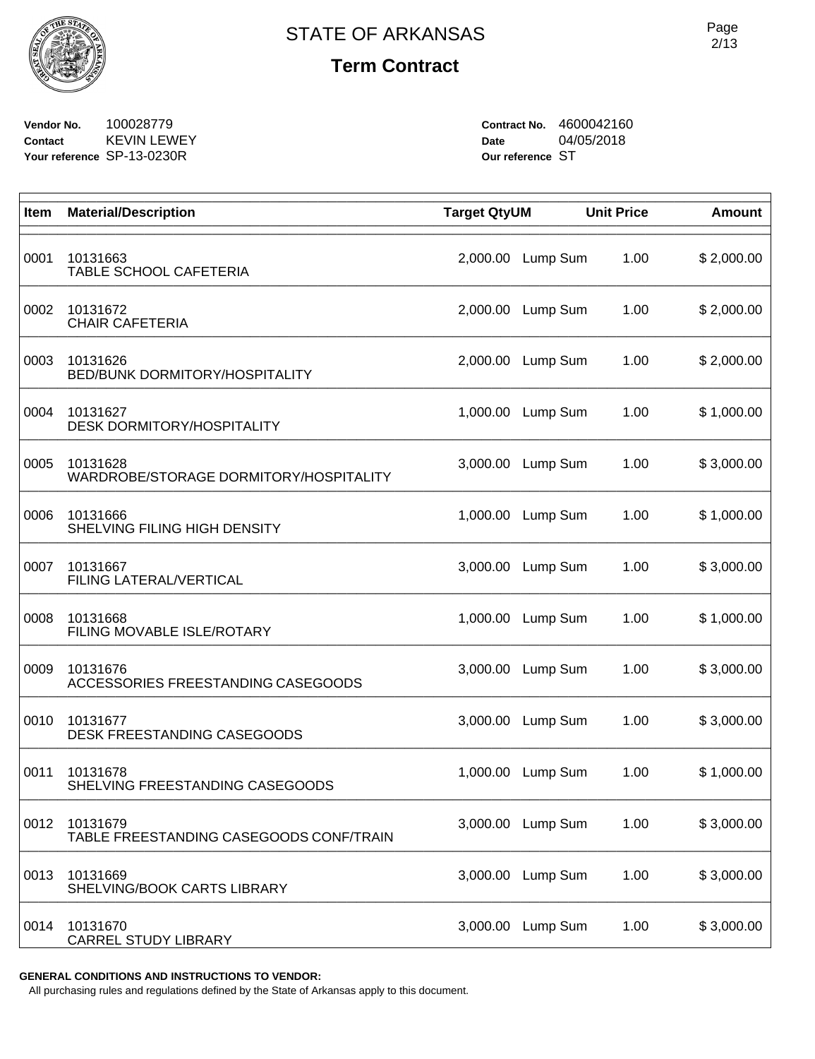# STATE OF ARKANSAS

## Term Contract

**Vendor No.** 100028779
**Contact** KEVIN LEWEY
**Your reference** SP-13-0230R

**Contract No.** 4600042160
**Date** 04/05/2018
**Our reference** ST

| Item | Material/Description | Target Qty | UM | Unit Price | Amount |
|---|---|---|---|---|---|
| 0001 | 10131663<br>TABLE SCHOOL CAFETERIA | 2,000.00 | Lump Sum | 1.00 | $ 2,000.00 |
| 0002 | 10131672<br>CHAIR CAFETERIA | 2,000.00 | Lump Sum | 1.00 | $ 2,000.00 |
| 0003 | 10131626<br>BED/BUNK DORMITORY/HOSPITALITY | 2,000.00 | Lump Sum | 1.00 | $ 2,000.00 |
| 0004 | 10131627<br>DESK DORMITORY/HOSPITALITY | 1,000.00 | Lump Sum | 1.00 | $ 1,000.00 |
| 0005 | 10131628<br>WARDROBE/STORAGE DORMITORY/HOSPITALITY | 3,000.00 | Lump Sum | 1.00 | $ 3,000.00 |
| 0006 | 10131666<br>SHELVING FILING HIGH DENSITY | 1,000.00 | Lump Sum | 1.00 | $ 1,000.00 |
| 0007 | 10131667<br>FILING LATERAL/VERTICAL | 3,000.00 | Lump Sum | 1.00 | $ 3,000.00 |
| 0008 | 10131668<br>FILING MOVABLE ISLE/ROTARY | 1,000.00 | Lump Sum | 1.00 | $ 1,000.00 |
| 0009 | 10131676<br>ACCESSORIES FREESTANDING CASEGOODS | 3,000.00 | Lump Sum | 1.00 | $ 3,000.00 |
| 0010 | 10131677<br>DESK FREESTANDING CASEGOODS | 3,000.00 | Lump Sum | 1.00 | $ 3,000.00 |
| 0011 | 10131678<br>SHELVING FREESTANDING CASEGOODS | 1,000.00 | Lump Sum | 1.00 | $ 1,000.00 |
| 0012 | 10131679<br>TABLE FREESTANDING CASEGOODS CONF/TRAIN | 3,000.00 | Lump Sum | 1.00 | $ 3,000.00 |
| 0013 | 10131669<br>SHELVING/BOOK CARTS LIBRARY | 3,000.00 | Lump Sum | 1.00 | $ 3,000.00 |
| 0014 | 10131670<br>CARREL STUDY LIBRARY | 3,000.00 | Lump Sum | 1.00 | $ 3,000.00 |

**GENERAL CONDITIONS AND INSTRUCTIONS TO VENDOR:**

All purchasing rules and regulations defined by the State of Arkansas apply to this document.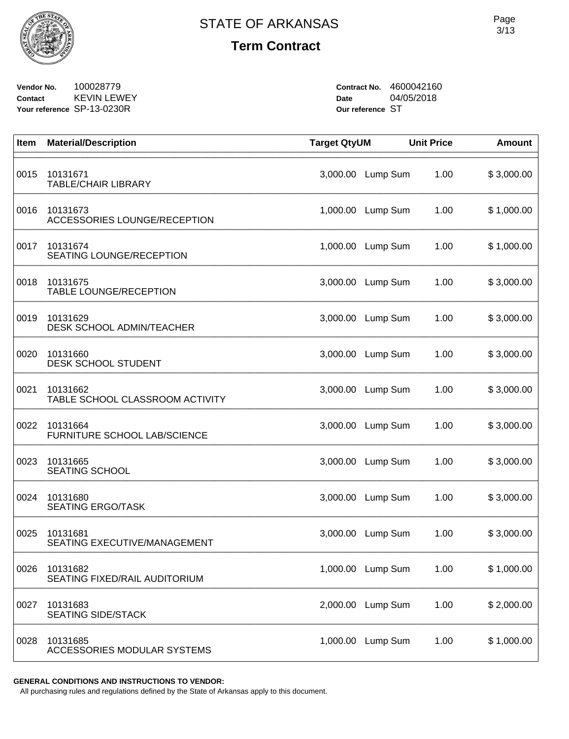# STATE OF ARKANSAS

## Term Contract

**Vendor No.** 100028779
**Contact** KEVIN LEWEY
**Your reference** SP-13-0230R

**Contract No.** 4600042160
**Date** 04/05/2018
**Our reference** ST

| Item | Material/Description | Target Qty | UM | Unit Price | Amount |
|---|---|---|---|---|---|
| 0015 | 10131671<br>TABLE/CHAIR LIBRARY | 3,000.00 | Lump Sum | 1.00 | $ 3,000.00 |
| 0016 | 10131673<br>ACCESSORIES LOUNGE/RECEPTION | 1,000.00 | Lump Sum | 1.00 | $ 1,000.00 |
| 0017 | 10131674<br>SEATING LOUNGE/RECEPTION | 1,000.00 | Lump Sum | 1.00 | $ 1,000.00 |
| 0018 | 10131675<br>TABLE LOUNGE/RECEPTION | 3,000.00 | Lump Sum | 1.00 | $ 3,000.00 |
| 0019 | 10131629<br>DESK SCHOOL ADMIN/TEACHER | 3,000.00 | Lump Sum | 1.00 | $ 3,000.00 |
| 0020 | 10131660<br>DESK SCHOOL STUDENT | 3,000.00 | Lump Sum | 1.00 | $ 3,000.00 |
| 0021 | 10131662<br>TABLE SCHOOL CLASSROOM ACTIVITY | 3,000.00 | Lump Sum | 1.00 | $ 3,000.00 |
| 0022 | 10131664<br>FURNITURE SCHOOL LAB/SCIENCE | 3,000.00 | Lump Sum | 1.00 | $ 3,000.00 |
| 0023 | 10131665<br>SEATING SCHOOL | 3,000.00 | Lump Sum | 1.00 | $ 3,000.00 |
| 0024 | 10131680<br>SEATING ERGO/TASK | 3,000.00 | Lump Sum | 1.00 | $ 3,000.00 |
| 0025 | 10131681<br>SEATING EXECUTIVE/MANAGEMENT | 3,000.00 | Lump Sum | 1.00 | $ 3,000.00 |
| 0026 | 10131682<br>SEATING FIXED/RAIL AUDITORIUM | 1,000.00 | Lump Sum | 1.00 | $ 1,000.00 |
| 0027 | 10131683<br>SEATING SIDE/STACK | 2,000.00 | Lump Sum | 1.00 | $ 2,000.00 |
| 0028 | 10131685<br>ACCESSORIES MODULAR SYSTEMS | 1,000.00 | Lump Sum | 1.00 | $ 1,000.00 |

**GENERAL CONDITIONS AND INSTRUCTIONS TO VENDOR:**
All purchasing rules and regulations defined by the State of Arkansas apply to this document.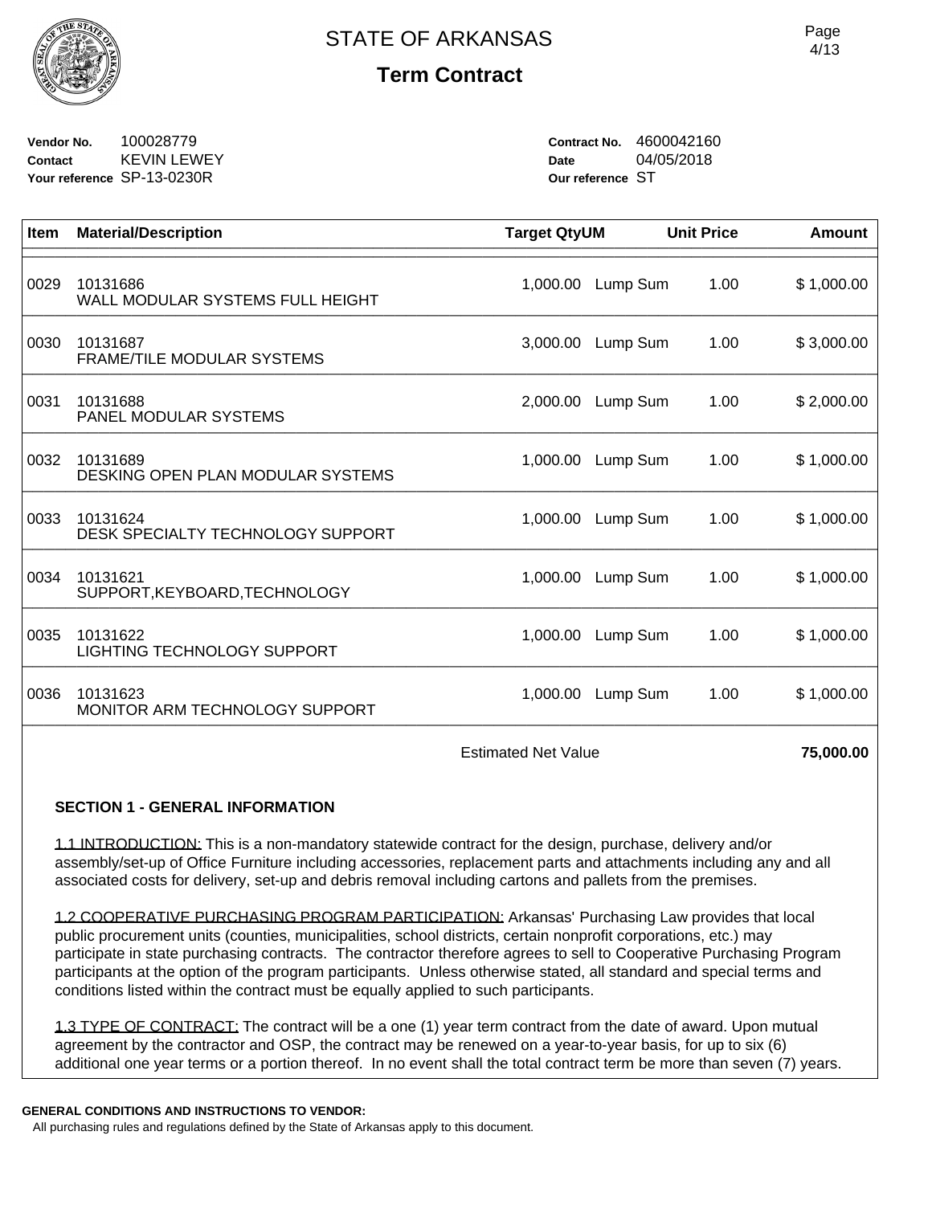# STATE OF ARKANSAS

## Term Contract

**Vendor No.** 100028779
**Contact** KEVIN LEWEY
**Your reference** SP-13-0230R

**Contract No.** 4600042160
**Date** 04/05/2018
**Our reference** ST

| Item | Material/Description | Target Qty | UM | Unit Price | Amount |
|---|---|---|---|---|---|
| 0029 | 10131686 WALL MODULAR SYSTEMS FULL HEIGHT | 1,000.00 | Lump Sum | 1.00 | $ 1,000.00 |
| 0030 | 10131687 FRAME/TILE MODULAR SYSTEMS | 3,000.00 | Lump Sum | 1.00 | $ 3,000.00 |
| 0031 | 10131688 PANEL MODULAR SYSTEMS | 2,000.00 | Lump Sum | 1.00 | $ 2,000.00 |
| 0032 | 10131689 DESKING OPEN PLAN MODULAR SYSTEMS | 1,000.00 | Lump Sum | 1.00 | $ 1,000.00 |
| 0033 | 10131624 DESK SPECIALTY TECHNOLOGY SUPPORT | 1,000.00 | Lump Sum | 1.00 | $ 1,000.00 |
| 0034 | 10131621 SUPPORT,KEYBOARD,TECHNOLOGY | 1,000.00 | Lump Sum | 1.00 | $ 1,000.00 |
| 0035 | 10131622 LIGHTING TECHNOLOGY SUPPORT | 1,000.00 | Lump Sum | 1.00 | $ 1,000.00 |
| 0036 | 10131623 MONITOR ARM TECHNOLOGY SUPPORT | 1,000.00 | Lump Sum | 1.00 | $ 1,000.00 |
| | | | | Estimated Net Value | **75,000.00** |

**SECTION 1 - GENERAL INFORMATION**

1.1 INTRODUCTION: This is a non-mandatory statewide contract for the design, purchase, delivery and/or assembly/set-up of Office Furniture including accessories, replacement parts and attachments including any and all associated costs for delivery, set-up and debris removal including cartons and pallets from the premises.

1.2 COOPERATIVE PURCHASING PROGRAM PARTICIPATION: Arkansas' Purchasing Law provides that local public procurement units (counties, municipalities, school districts, certain nonprofit corporations, etc.) may participate in state purchasing contracts. The contractor therefore agrees to sell to Cooperative Purchasing Program participants at the option of the program participants. Unless otherwise stated, all standard and special terms and conditions listed within the contract must be equally applied to such participants.

1.3 TYPE OF CONTRACT: The contract will be a one (1) year term contract from the date of award. Upon mutual agreement by the contractor and OSP, the contract may be renewed on a year-to-year basis, for up to six (6) additional one year terms or a portion thereof. In no event shall the total contract term be more than seven (7) years.

**GENERAL CONDITIONS AND INSTRUCTIONS TO VENDOR:**
All purchasing rules and regulations defined by the State of Arkansas apply to this document.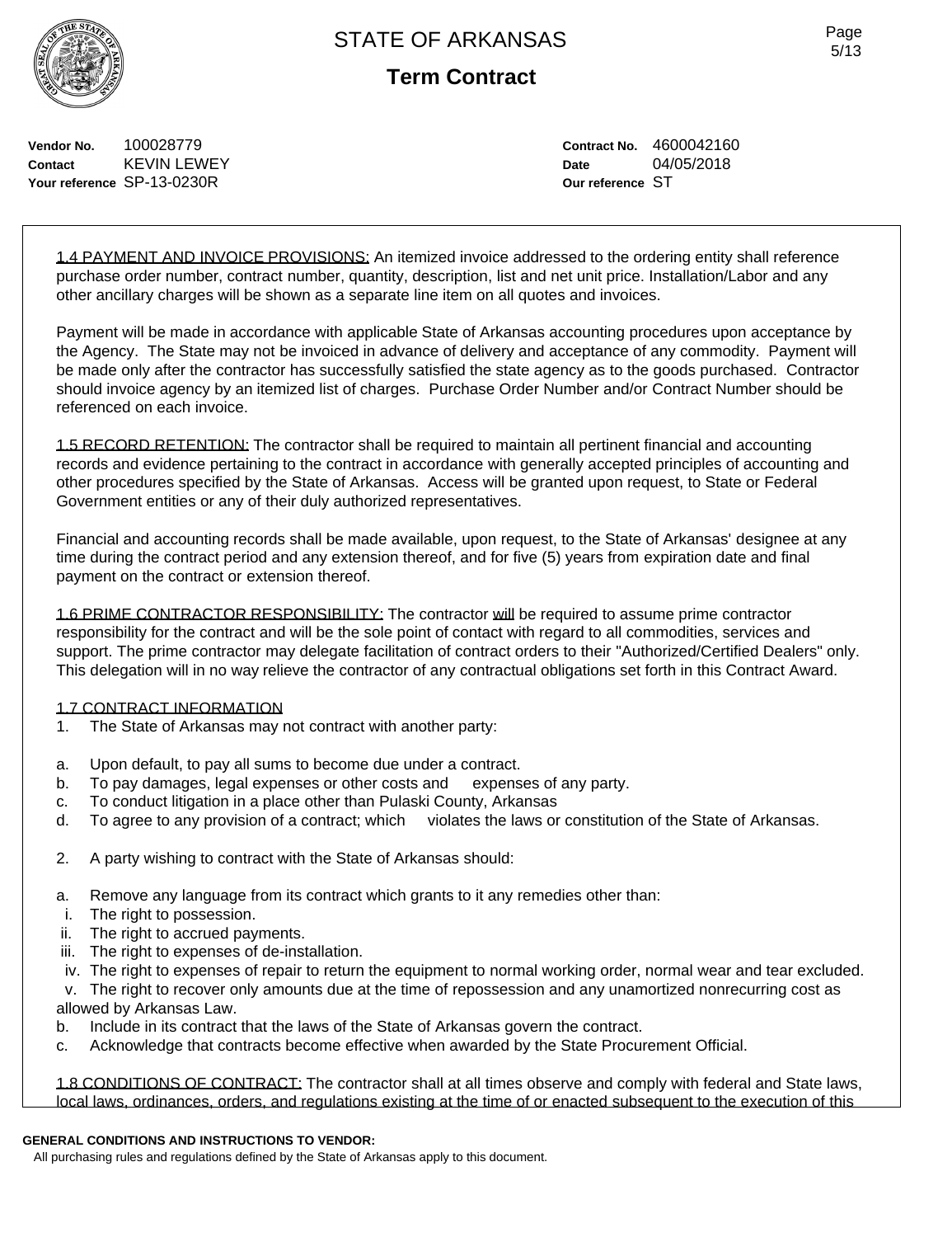**Vendor No.** 100028779
**Contact** KEVIN LEWEY
**Your reference** SP-13-0230R

**Contract No.** 4600042160
**Date** 04/05/2018
**Our reference** ST

1.4 PAYMENT AND INVOICE PROVISIONS: An itemized invoice addressed to the ordering entity shall reference purchase order number, contract number, quantity, description, list and net unit price. Installation/Labor and any other ancillary charges will be shown as a separate line item on all quotes and invoices.

Payment will be made in accordance with applicable State of Arkansas accounting procedures upon acceptance by the Agency. The State may not be invoiced in advance of delivery and acceptance of any commodity. Payment will be made only after the contractor has successfully satisfied the state agency as to the goods purchased. Contractor should invoice agency by an itemized list of charges. Purchase Order Number and/or Contract Number should be referenced on each invoice.

1.5 RECORD RETENTION: The contractor shall be required to maintain all pertinent financial and accounting records and evidence pertaining to the contract in accordance with generally accepted principles of accounting and other procedures specified by the State of Arkansas. Access will be granted upon request, to State or Federal Government entities or any of their duly authorized representatives.

Financial and accounting records shall be made available, upon request, to the State of Arkansas' designee at any time during the contract period and any extension thereof, and for five (5) years from expiration date and final payment on the contract or extension thereof.

1.6 PRIME CONTRACTOR RESPONSIBILITY: The contractor will be required to assume prime contractor responsibility for the contract and will be the sole point of contact with regard to all commodities, services and support. The prime contractor may delegate facilitation of contract orders to their "Authorized/Certified Dealers" only. This delegation will in no way relieve the contractor of any contractual obligations set forth in this Contract Award.

1.7 CONTRACT INFORMATION

1. The State of Arkansas may not contract with another party:

a. Upon default, to pay all sums to become due under a contract.
b. To pay damages, legal expenses or other costs and expenses of any party.
c. To conduct litigation in a place other than Pulaski County, Arkansas
d. To agree to any provision of a contract; which violates the laws or constitution of the State of Arkansas.

2. A party wishing to contract with the State of Arkansas should:

a. Remove any language from its contract which grants to it any remedies other than:
   i. The right to possession.
   ii. The right to accrued payments.
   iii. The right to expenses of de-installation.
   iv. The right to expenses of repair to return the equipment to normal working order, normal wear and tear excluded.
   v. The right to recover only amounts due at the time of repossession and any unamortized nonrecurring cost as allowed by Arkansas Law.
b. Include in its contract that the laws of the State of Arkansas govern the contract.
c. Acknowledge that contracts become effective when awarded by the State Procurement Official.

1.8 CONDITIONS OF CONTRACT: The contractor shall at all times observe and comply with federal and State laws, local laws, ordinances, orders, and regulations existing at the time of or enacted subsequent to the execution of this

**GENERAL CONDITIONS AND INSTRUCTIONS TO VENDOR:**
All purchasing rules and regulations defined by the State of Arkansas apply to this document.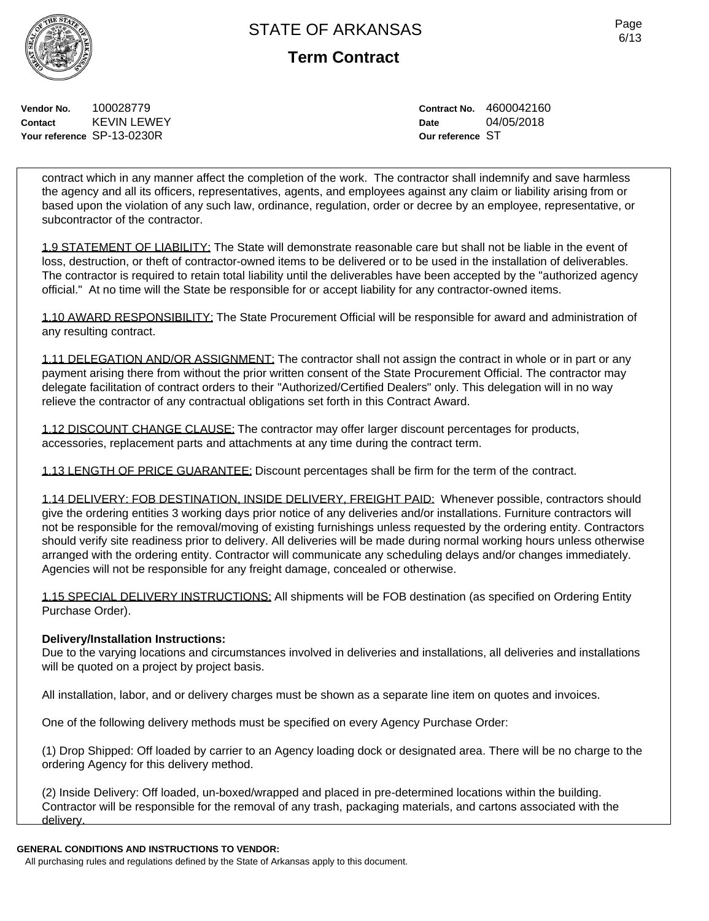contract which in any manner affect the completion of the work. The contractor shall indemnify and save harmless the agency and all its officers, representatives, agents, and employees against any claim or liability arising from or based upon the violation of any such law, ordinance, regulation, order or decree by an employee, representative, or subcontractor of the contractor.

1.9 STATEMENT OF LIABILITY: The State will demonstrate reasonable care but shall not be liable in the event of loss, destruction, or theft of contractor-owned items to be delivered or to be used in the installation of deliverables. The contractor is required to retain total liability until the deliverables have been accepted by the "authorized agency official." At no time will the State be responsible for or accept liability for any contractor-owned items.

1.10 AWARD RESPONSIBILITY: The State Procurement Official will be responsible for award and administration of any resulting contract.

1.11 DELEGATION AND/OR ASSIGNMENT: The contractor shall not assign the contract in whole or in part or any payment arising there from without the prior written consent of the State Procurement Official. The contractor may delegate facilitation of contract orders to their "Authorized/Certified Dealers" only. This delegation will in no way relieve the contractor of any contractual obligations set forth in this Contract Award.

1.12 DISCOUNT CHANGE CLAUSE: The contractor may offer larger discount percentages for products, accessories, replacement parts and attachments at any time during the contract term.

1.13 LENGTH OF PRICE GUARANTEE: Discount percentages shall be firm for the term of the contract.

1.14 DELIVERY: FOB DESTINATION, INSIDE DELIVERY, FREIGHT PAID: Whenever possible, contractors should give the ordering entities 3 working days prior notice of any deliveries and/or installations. Furniture contractors will not be responsible for the removal/moving of existing furnishings unless requested by the ordering entity. Contractors should verify site readiness prior to delivery. All deliveries will be made during normal working hours unless otherwise arranged with the ordering entity. Contractor will communicate any scheduling delays and/or changes immediately. Agencies will not be responsible for any freight damage, concealed or otherwise.

1.15 SPECIAL DELIVERY INSTRUCTIONS: All shipments will be FOB destination (as specified on Ordering Entity Purchase Order).

**Delivery/Installation Instructions:**

Due to the varying locations and circumstances involved in deliveries and installations, all deliveries and installations will be quoted on a project by project basis.

All installation, labor, and or delivery charges must be shown as a separate line item on quotes and invoices.

One of the following delivery methods must be specified on every Agency Purchase Order:

(1) Drop Shipped: Off loaded by carrier to an Agency loading dock or designated area. There will be no charge to the ordering Agency for this delivery method.

(2) Inside Delivery: Off loaded, un-boxed/wrapped and placed in pre-determined locations within the building. Contractor will be responsible for the removal of any trash, packaging materials, and cartons associated with the delivery.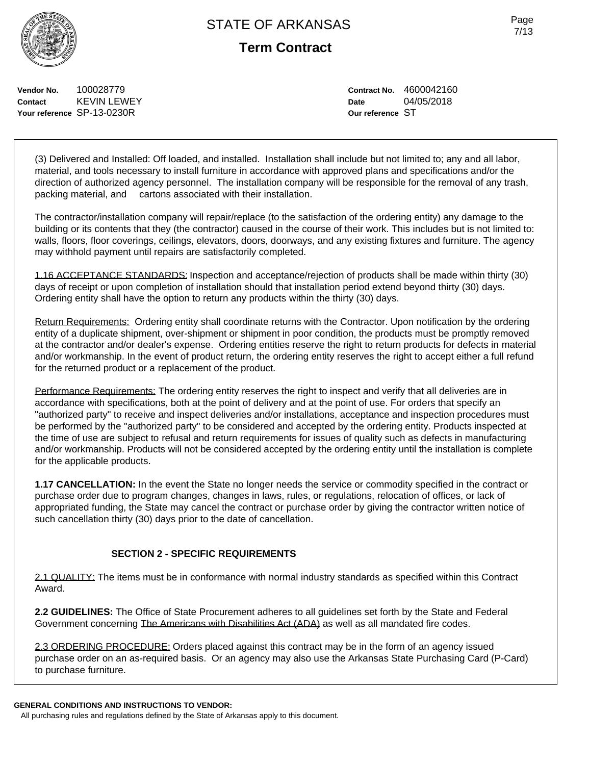(3) Delivered and Installed: Off loaded, and installed. Installation shall include but not limited to; any and all labor, material, and tools necessary to install furniture in accordance with approved plans and specifications and/or the direction of authorized agency personnel. The installation company will be responsible for the removal of any trash, packing material, and cartons associated with their installation.

The contractor/installation company will repair/replace (to the satisfaction of the ordering entity) any damage to the building or its contents that they (the contractor) caused in the course of their work. This includes but is not limited to: walls, floors, floor coverings, ceilings, elevators, doors, doorways, and any existing fixtures and furniture. The agency may withhold payment until repairs are satisfactorily completed.

1.16 ACCEPTANCE STANDARDS: Inspection and acceptance/rejection of products shall be made within thirty (30) days of receipt or upon completion of installation should that installation period extend beyond thirty (30) days. Ordering entity shall have the option to return any products within the thirty (30) days.

Return Requirements: Ordering entity shall coordinate returns with the Contractor. Upon notification by the ordering entity of a duplicate shipment, over-shipment or shipment in poor condition, the products must be promptly removed at the contractor and/or dealer's expense. Ordering entities reserve the right to return products for defects in material and/or workmanship. In the event of product return, the ordering entity reserves the right to accept either a full refund for the returned product or a replacement of the product.

Performance Requirements: The ordering entity reserves the right to inspect and verify that all deliveries are in accordance with specifications, both at the point of delivery and at the point of use. For orders that specify an "authorized party" to receive and inspect deliveries and/or installations, acceptance and inspection procedures must be performed by the "authorized party" to be considered and accepted by the ordering entity. Products inspected at the time of use are subject to refusal and return requirements for issues of quality such as defects in manufacturing and/or workmanship. Products will not be considered accepted by the ordering entity until the installation is complete for the applicable products.

**1.17 CANCELLATION:** In the event the State no longer needs the service or commodity specified in the contract or purchase order due to program changes, changes in laws, rules, or regulations, relocation of offices, or lack of appropriated funding, the State may cancel the contract or purchase order by giving the contractor written notice of such cancellation thirty (30) days prior to the date of cancellation.

## SECTION 2 - SPECIFIC REQUIREMENTS

2.1 QUALITY: The items must be in conformance with normal industry standards as specified within this Contract Award.

**2.2 GUIDELINES:** The Office of State Procurement adheres to all guidelines set forth by the State and Federal Government concerning The Americans with Disabilities Act (ADA) as well as all mandated fire codes.

2.3 ORDERING PROCEDURE: Orders placed against this contract may be in the form of an agency issued purchase order on an as-required basis. Or an agency may also use the Arkansas State Purchasing Card (P-Card) to purchase furniture.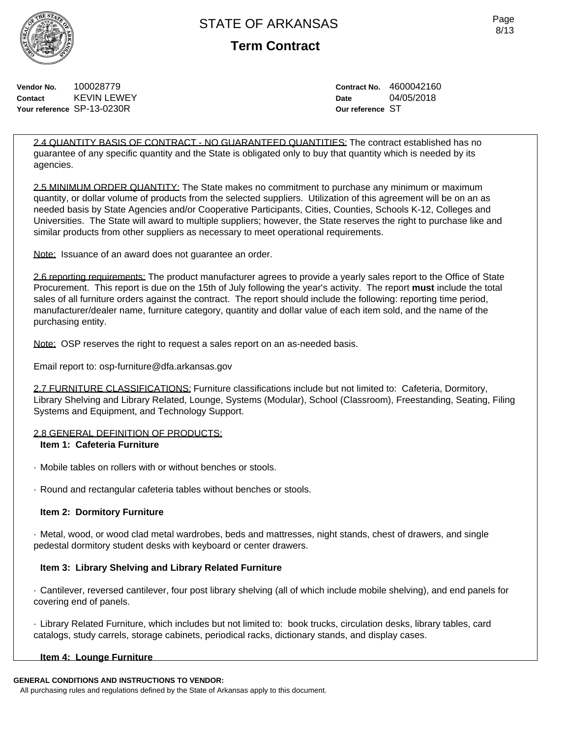**Vendor No.** 100028779
**Contact** KEVIN LEWEY
**Your reference** SP-13-0230R

**Contract No.** 4600042160
**Date** 04/05/2018
**Our reference** ST

2.4 QUANTITY BASIS OF CONTRACT - NO GUARANTEED QUANTITIES: The contract established has no guarantee of any specific quantity and the State is obligated only to buy that quantity which is needed by its agencies.

2.5 MINIMUM ORDER QUANTITY: The State makes no commitment to purchase any minimum or maximum quantity, or dollar volume of products from the selected suppliers. Utilization of this agreement will be on an as needed basis by State Agencies and/or Cooperative Participants, Cities, Counties, Schools K-12, Colleges and Universities. The State will award to multiple suppliers; however, the State reserves the right to purchase like and similar products from other suppliers as necessary to meet operational requirements.

Note: Issuance of an award does not guarantee an order.

2.6 reporting requirements: The product manufacturer agrees to provide a yearly sales report to the Office of State Procurement. This report is due on the 15th of July following the year's activity. The report **must** include the total sales of all furniture orders against the contract. The report should include the following: reporting time period, manufacturer/dealer name, furniture category, quantity and dollar value of each item sold, and the name of the purchasing entity.

Note: OSP reserves the right to request a sales report on an as-needed basis.

Email report to: osp-furniture@dfa.arkansas.gov

2.7 FURNITURE CLASSIFICATIONS: Furniture classifications include but not limited to: Cafeteria, Dormitory, Library Shelving and Library Related, Lounge, Systems (Modular), School (Classroom), Freestanding, Seating, Filing Systems and Equipment, and Technology Support.

2.8 GENERAL DEFINITION OF PRODUCTS:

**Item 1: Cafeteria Furniture**

- Mobile tables on rollers with or without benches or stools.
- Round and rectangular cafeteria tables without benches or stools.

**Item 2: Dormitory Furniture**

- Metal, wood, or wood clad metal wardrobes, beds and mattresses, night stands, chest of drawers, and single pedestal dormitory student desks with keyboard or center drawers.

**Item 3: Library Shelving and Library Related Furniture**

- Cantilever, reversed cantilever, four post library shelving (all of which include mobile shelving), and end panels for covering end of panels.
- Library Related Furniture, which includes but not limited to: book trucks, circulation desks, library tables, card catalogs, study carrels, storage cabinets, periodical racks, dictionary stands, and display cases.

**Item 4: Lounge Furniture**

**GENERAL CONDITIONS AND INSTRUCTIONS TO VENDOR:**
All purchasing rules and regulations defined by the State of Arkansas apply to this document.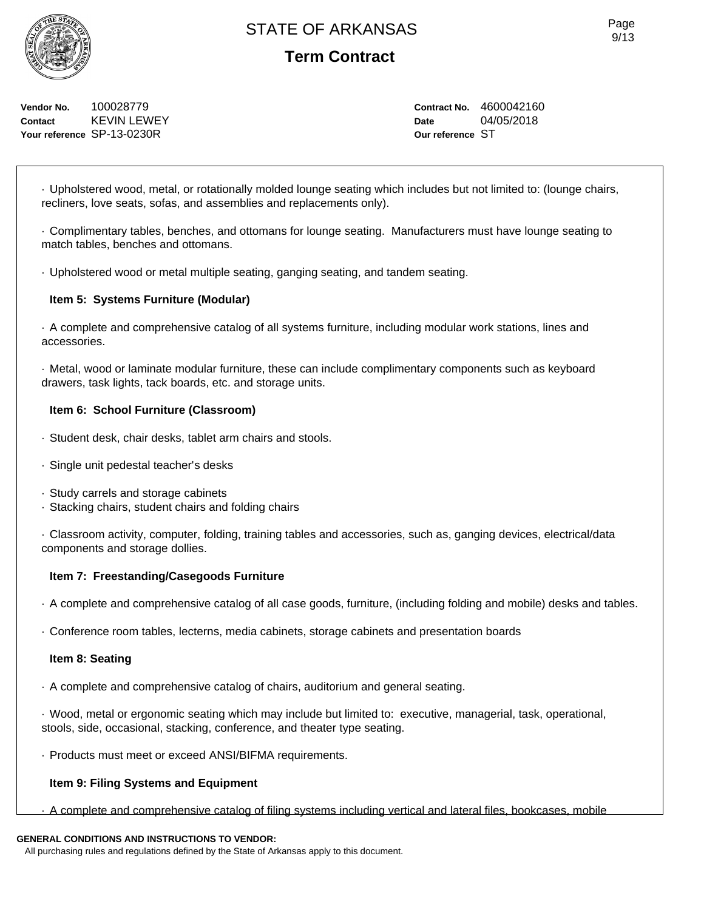| | |
|---|---|
| **Vendor No.** 100028779 | **Contract No.** 4600042160 |
| **Contact** KEVIN LEWEY | **Date** 04/05/2018 |
| **Your reference** SP-13-0230R | **Our reference** ST |

· Upholstered wood, metal, or rotationally molded lounge seating which includes but not limited to: (lounge chairs, recliners, love seats, sofas, and assemblies and replacements only).

· Complimentary tables, benches, and ottomans for lounge seating. Manufacturers must have lounge seating to match tables, benches and ottomans.

· Upholstered wood or metal multiple seating, ganging seating, and tandem seating.

**Item 5: Systems Furniture (Modular)**

· A complete and comprehensive catalog of all systems furniture, including modular work stations, lines and accessories.

· Metal, wood or laminate modular furniture, these can include complimentary components such as keyboard drawers, task lights, tack boards, etc. and storage units.

**Item 6: School Furniture (Classroom)**

· Student desk, chair desks, tablet arm chairs and stools.

· Single unit pedestal teacher's desks

· Study carrels and storage cabinets
· Stacking chairs, student chairs and folding chairs

· Classroom activity, computer, folding, training tables and accessories, such as, ganging devices, electrical/data components and storage dollies.

**Item 7: Freestanding/Casegoods Furniture**

· A complete and comprehensive catalog of all case goods, furniture, (including folding and mobile) desks and tables.

· Conference room tables, lecterns, media cabinets, storage cabinets and presentation boards

**Item 8: Seating**

· A complete and comprehensive catalog of chairs, auditorium and general seating.

· Wood, metal or ergonomic seating which may include but limited to: executive, managerial, task, operational, stools, side, occasional, stacking, conference, and theater type seating.

· Products must meet or exceed ANSI/BIFMA requirements.

**Item 9: Filing Systems and Equipment**

· A complete and comprehensive catalog of filing systems including vertical and lateral files, bookcases, mobile

**GENERAL CONDITIONS AND INSTRUCTIONS TO VENDOR:**
All purchasing rules and regulations defined by the State of Arkansas apply to this document.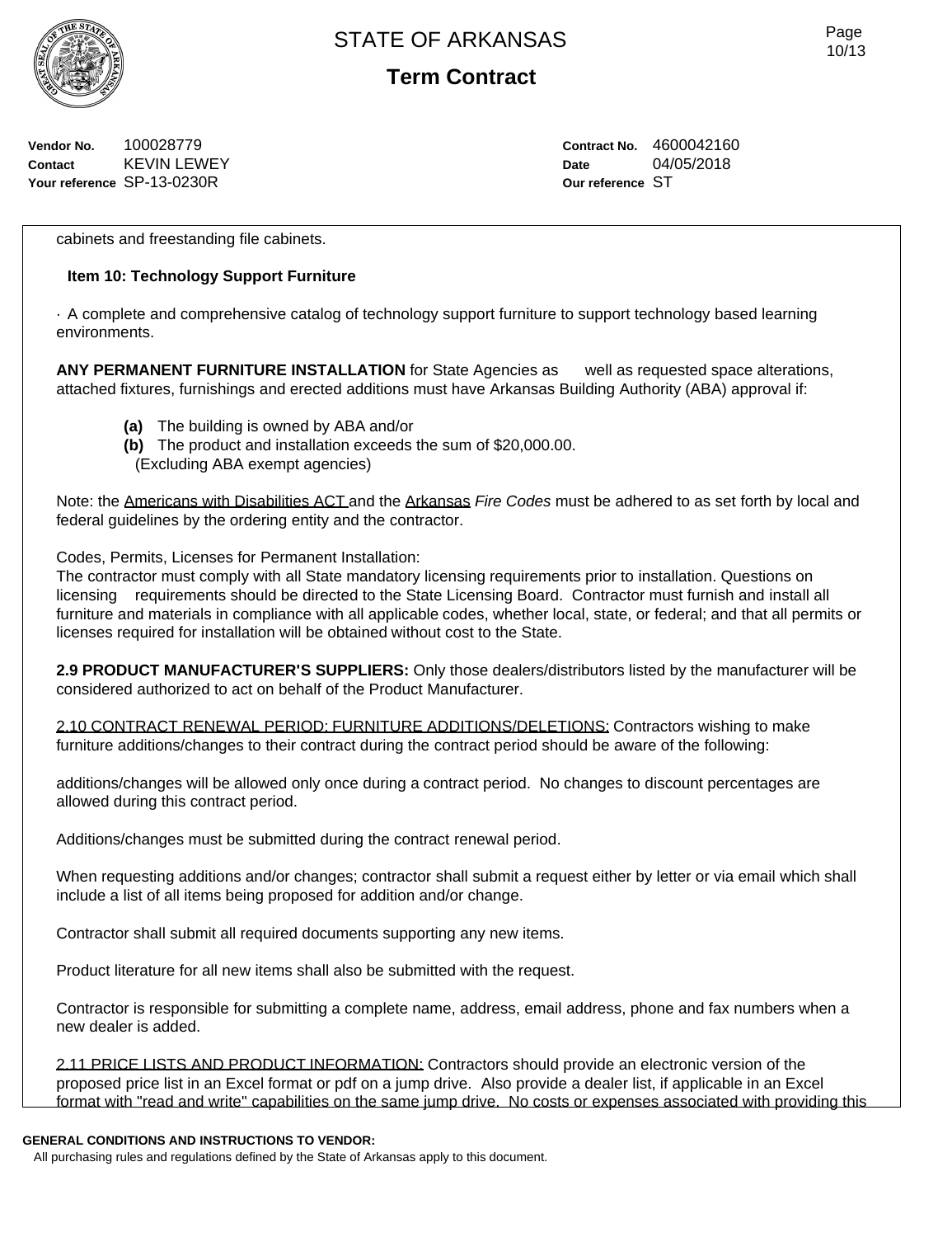cabinets and freestanding file cabinets.

**Item 10: Technology Support Furniture**

· A complete and comprehensive catalog of technology support furniture to support technology based learning environments.

**ANY PERMANENT FURNITURE INSTALLATION** for State Agencies as well as requested space alterations, attached fixtures, furnishings and erected additions must have Arkansas Building Authority (ABA) approval if:

- **(a)** The building is owned by ABA and/or
- **(b)** The product and installation exceeds the sum of $20,000.00. (Excluding ABA exempt agencies)

Note: the Americans with Disabilities ACT and the Arkansas *Fire Codes* must be adhered to as set forth by local and federal guidelines by the ordering entity and the contractor.

Codes, Permits, Licenses for Permanent Installation:
The contractor must comply with all State mandatory licensing requirements prior to installation. Questions on licensing requirements should be directed to the State Licensing Board. Contractor must furnish and install all furniture and materials in compliance with all applicable codes, whether local, state, or federal; and that all permits or licenses required for installation will be obtained without cost to the State.

**2.9 PRODUCT MANUFACTURER'S SUPPLIERS:** Only those dealers/distributors listed by the manufacturer will be considered authorized to act on behalf of the Product Manufacturer.

2.10 CONTRACT RENEWAL PERIOD: FURNITURE ADDITIONS/DELETIONS: Contractors wishing to make furniture additions/changes to their contract during the contract period should be aware of the following:

additions/changes will be allowed only once during a contract period. No changes to discount percentages are allowed during this contract period.

Additions/changes must be submitted during the contract renewal period.

When requesting additions and/or changes; contractor shall submit a request either by letter or via email which shall include a list of all items being proposed for addition and/or change.

Contractor shall submit all required documents supporting any new items.

Product literature for all new items shall also be submitted with the request.

Contractor is responsible for submitting a complete name, address, email address, phone and fax numbers when a new dealer is added.

2.11 PRICE LISTS AND PRODUCT INFORMATION: Contractors should provide an electronic version of the proposed price list in an Excel format or pdf on a jump drive. Also provide a dealer list, if applicable in an Excel format with "read and write" capabilities on the same jump drive. No costs or expenses associated with providing this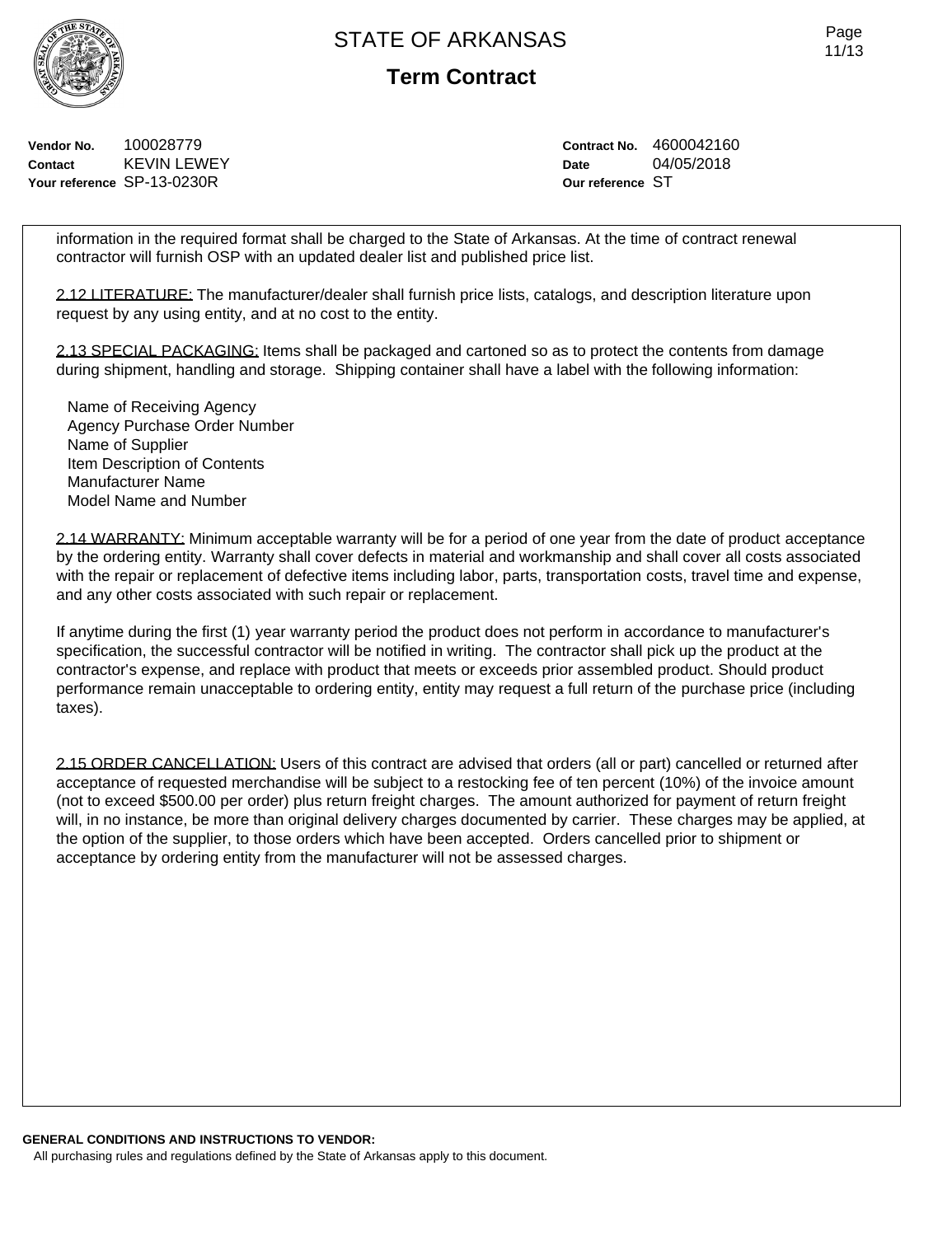**Vendor No.** 100028779
**Contact** KEVIN LEWEY
**Your reference** SP-13-0230R

**Contract No.** 4600042160
**Date** 04/05/2018
**Our reference** ST

information in the required format shall be charged to the State of Arkansas. At the time of contract renewal contractor will furnish OSP with an updated dealer list and published price list.

2.12 LITERATURE: The manufacturer/dealer shall furnish price lists, catalogs, and description literature upon request by any using entity, and at no cost to the entity.

2.13 SPECIAL PACKAGING: Items shall be packaged and cartoned so as to protect the contents from damage during shipment, handling and storage. Shipping container shall have a label with the following information:

Name of Receiving Agency
Agency Purchase Order Number
Name of Supplier
Item Description of Contents
Manufacturer Name
Model Name and Number

2.14 WARRANTY: Minimum acceptable warranty will be for a period of one year from the date of product acceptance by the ordering entity. Warranty shall cover defects in material and workmanship and shall cover all costs associated with the repair or replacement of defective items including labor, parts, transportation costs, travel time and expense, and any other costs associated with such repair or replacement.

If anytime during the first (1) year warranty period the product does not perform in accordance to manufacturer's specification, the successful contractor will be notified in writing. The contractor shall pick up the product at the contractor's expense, and replace with product that meets or exceeds prior assembled product. Should product performance remain unacceptable to ordering entity, entity may request a full return of the purchase price (including taxes).

2.15 ORDER CANCELLATION: Users of this contract are advised that orders (all or part) cancelled or returned after acceptance of requested merchandise will be subject to a restocking fee of ten percent (10%) of the invoice amount (not to exceed $500.00 per order) plus return freight charges. The amount authorized for payment of return freight will, in no instance, be more than original delivery charges documented by carrier. These charges may be applied, at the option of the supplier, to those orders which have been accepted. Orders cancelled prior to shipment or acceptance by ordering entity from the manufacturer will not be assessed charges.

**GENERAL CONDITIONS AND INSTRUCTIONS TO VENDOR:**
All purchasing rules and regulations defined by the State of Arkansas apply to this document.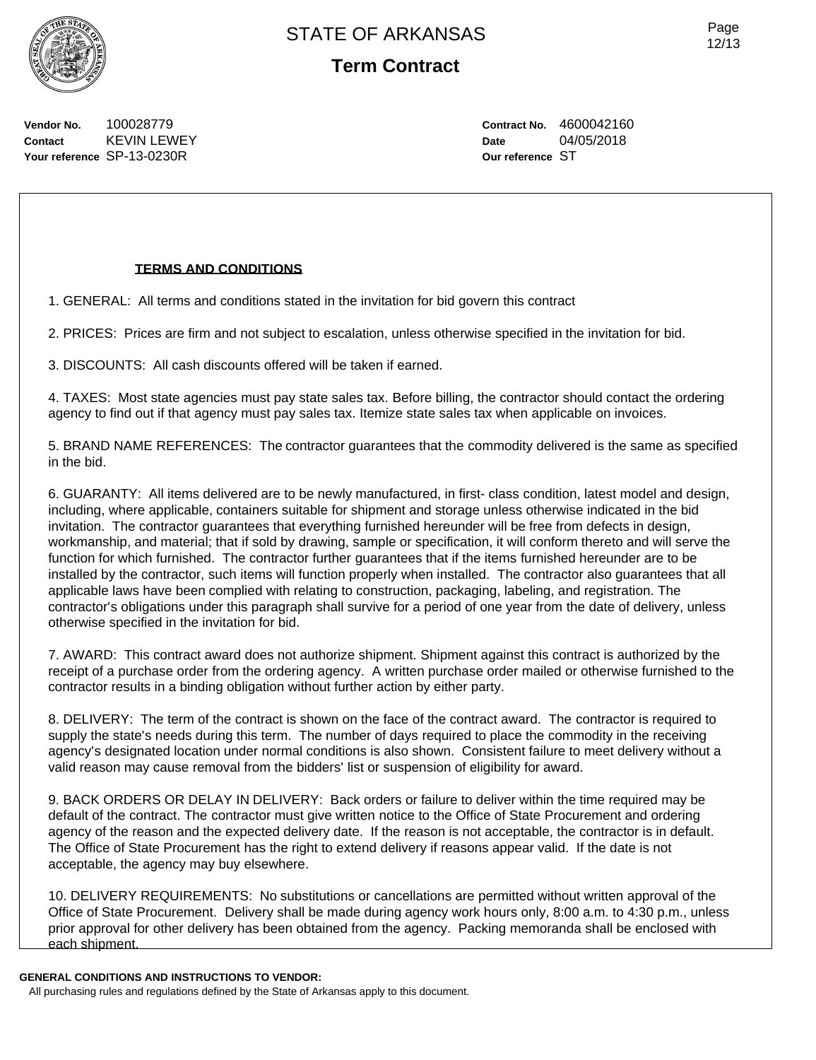# STATE OF ARKANSAS

## Term Contract

**Vendor No.** 100028779
**Contact** KEVIN LEWEY
**Your reference** SP-13-0230R

**Contract No.** 4600042160
**Date** 04/05/2018
**Our reference** ST

**TERMS AND CONDITIONS**

1. GENERAL: All terms and conditions stated in the invitation for bid govern this contract

2. PRICES: Prices are firm and not subject to escalation, unless otherwise specified in the invitation for bid.

3. DISCOUNTS: All cash discounts offered will be taken if earned.

4. TAXES: Most state agencies must pay state sales tax. Before billing, the contractor should contact the ordering agency to find out if that agency must pay sales tax. Itemize state sales tax when applicable on invoices.

5. BRAND NAME REFERENCES: The contractor guarantees that the commodity delivered is the same as specified in the bid.

6. GUARANTY: All items delivered are to be newly manufactured, in first- class condition, latest model and design, including, where applicable, containers suitable for shipment and storage unless otherwise indicated in the bid invitation. The contractor guarantees that everything furnished hereunder will be free from defects in design, workmanship, and material; that if sold by drawing, sample or specification, it will conform thereto and will serve the function for which furnished. The contractor further guarantees that if the items furnished hereunder are to be installed by the contractor, such items will function properly when installed. The contractor also guarantees that all applicable laws have been complied with relating to construction, packaging, labeling, and registration. The contractor's obligations under this paragraph shall survive for a period of one year from the date of delivery, unless otherwise specified in the invitation for bid.

7. AWARD: This contract award does not authorize shipment. Shipment against this contract is authorized by the receipt of a purchase order from the ordering agency. A written purchase order mailed or otherwise furnished to the contractor results in a binding obligation without further action by either party.

8. DELIVERY: The term of the contract is shown on the face of the contract award. The contractor is required to supply the state's needs during this term. The number of days required to place the commodity in the receiving agency's designated location under normal conditions is also shown. Consistent failure to meet delivery without a valid reason may cause removal from the bidders' list or suspension of eligibility for award.

9. BACK ORDERS OR DELAY IN DELIVERY: Back orders or failure to deliver within the time required may be default of the contract. The contractor must give written notice to the Office of State Procurement and ordering agency of the reason and the expected delivery date. If the reason is not acceptable, the contractor is in default. The Office of State Procurement has the right to extend delivery if reasons appear valid. If the date is not acceptable, the agency may buy elsewhere.

10. DELIVERY REQUIREMENTS: No substitutions or cancellations are permitted without written approval of the Office of State Procurement. Delivery shall be made during agency work hours only, 8:00 a.m. to 4:30 p.m., unless prior approval for other delivery has been obtained from the agency. Packing memoranda shall be enclosed with each shipment.

**GENERAL CONDITIONS AND INSTRUCTIONS TO VENDOR:**

All purchasing rules and regulations defined by the State of Arkansas apply to this document.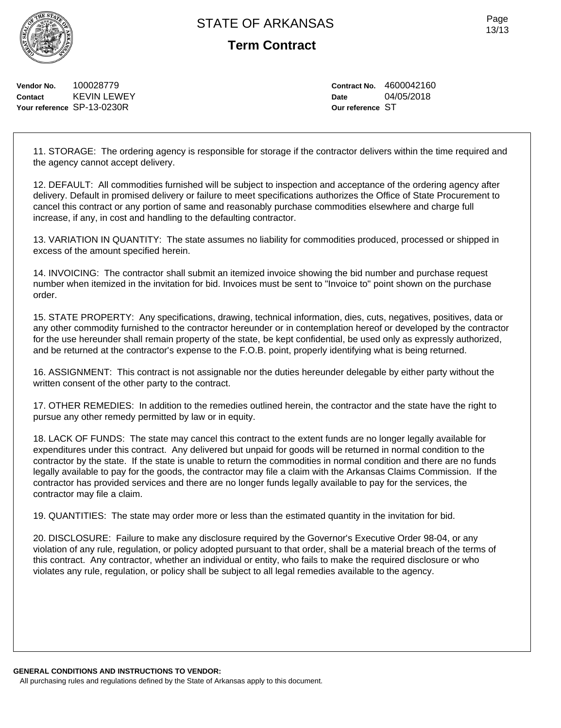Vendor No. 100028779
Contact KEVIN LEWEY
Your reference SP-13-0230R

Contract No. 4600042160
Date 04/05/2018
Our reference ST

11. STORAGE: The ordering agency is responsible for storage if the contractor delivers within the time required and the agency cannot accept delivery.

12. DEFAULT: All commodities furnished will be subject to inspection and acceptance of the ordering agency after delivery. Default in promised delivery or failure to meet specifications authorizes the Office of State Procurement to cancel this contract or any portion of same and reasonably purchase commodities elsewhere and charge full increase, if any, in cost and handling to the defaulting contractor.

13. VARIATION IN QUANTITY: The state assumes no liability for commodities produced, processed or shipped in excess of the amount specified herein.

14. INVOICING: The contractor shall submit an itemized invoice showing the bid number and purchase request number when itemized in the invitation for bid. Invoices must be sent to "Invoice to" point shown on the purchase order.

15. STATE PROPERTY: Any specifications, drawing, technical information, dies, cuts, negatives, positives, data or any other commodity furnished to the contractor hereunder or in contemplation hereof or developed by the contractor for the use hereunder shall remain property of the state, be kept confidential, be used only as expressly authorized, and be returned at the contractor's expense to the F.O.B. point, properly identifying what is being returned.

16. ASSIGNMENT: This contract is not assignable nor the duties hereunder delegable by either party without the written consent of the other party to the contract.

17. OTHER REMEDIES: In addition to the remedies outlined herein, the contractor and the state have the right to pursue any other remedy permitted by law or in equity.

18. LACK OF FUNDS: The state may cancel this contract to the extent funds are no longer legally available for expenditures under this contract. Any delivered but unpaid for goods will be returned in normal condition to the contractor by the state. If the state is unable to return the commodities in normal condition and there are no funds legally available to pay for the goods, the contractor may file a claim with the Arkansas Claims Commission. If the contractor has provided services and there are no longer funds legally available to pay for the services, the contractor may file a claim.

19. QUANTITIES: The state may order more or less than the estimated quantity in the invitation for bid.

20. DISCLOSURE: Failure to make any disclosure required by the Governor's Executive Order 98-04, or any violation of any rule, regulation, or policy adopted pursuant to that order, shall be a material breach of the terms of this contract. Any contractor, whether an individual or entity, who fails to make the required disclosure or who violates any rule, regulation, or policy shall be subject to all legal remedies available to the agency.

**GENERAL CONDITIONS AND INSTRUCTIONS TO VENDOR:**
All purchasing rules and regulations defined by the State of Arkansas apply to this document.